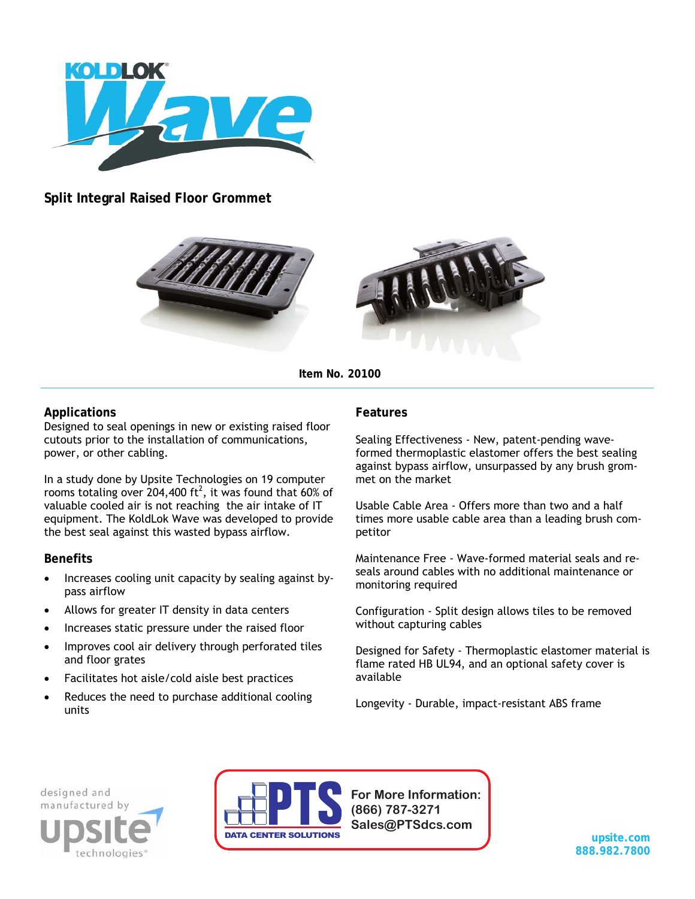# KOLDLOK Wave

## Split Integral Raised Floor Grommet

**Item No. 20100**

### Applications

Designed to seal openings in new or existing raised floor cutouts prior to the installation of communications, power, or other cabling.

In a study done by Upsite Technologies on 19 computer rooms totaling over 204,400 ft$^2$, it was found that 60% of valuable cooled air is not reaching the air intake of IT equipment. The KoldLok Wave was developed to provide the best seal against this wasted bypass airflow.

### Benefits

- Increases cooling unit capacity by sealing against bypass airflow
- Allows for greater IT density in data centers
- Increases static pressure under the raised floor
- Improves cool air delivery through perforated tiles and floor grates
- Facilitates hot aisle/cold aisle best practices
- Reduces the need to purchase additional cooling units

### Features

Sealing Effectiveness - New, patent-pending wave-formed thermoplastic elastomer offers the best sealing against bypass airflow, unsurpassed by any brush grommet on the market

Usable Cable Area - Offers more than two and a half times more usable cable area than a leading brush competitor

Maintenance Free - Wave-formed material seals and re-seals around cables with no additional maintenance or monitoring required

Configuration - Split design allows tiles to be removed without capturing cables

Designed for Safety - Thermoplastic elastomer material is flame rated HB UL94, and an optional safety cover is available

Longevity - Durable, impact-resistant ABS frame

designed and manufactured by upsite technologies

PTS DATA CENTER SOLUTIONS

For More Information:
(866) 787-3271
Sales@PTSdcs.com

upsite.com
888.982.7800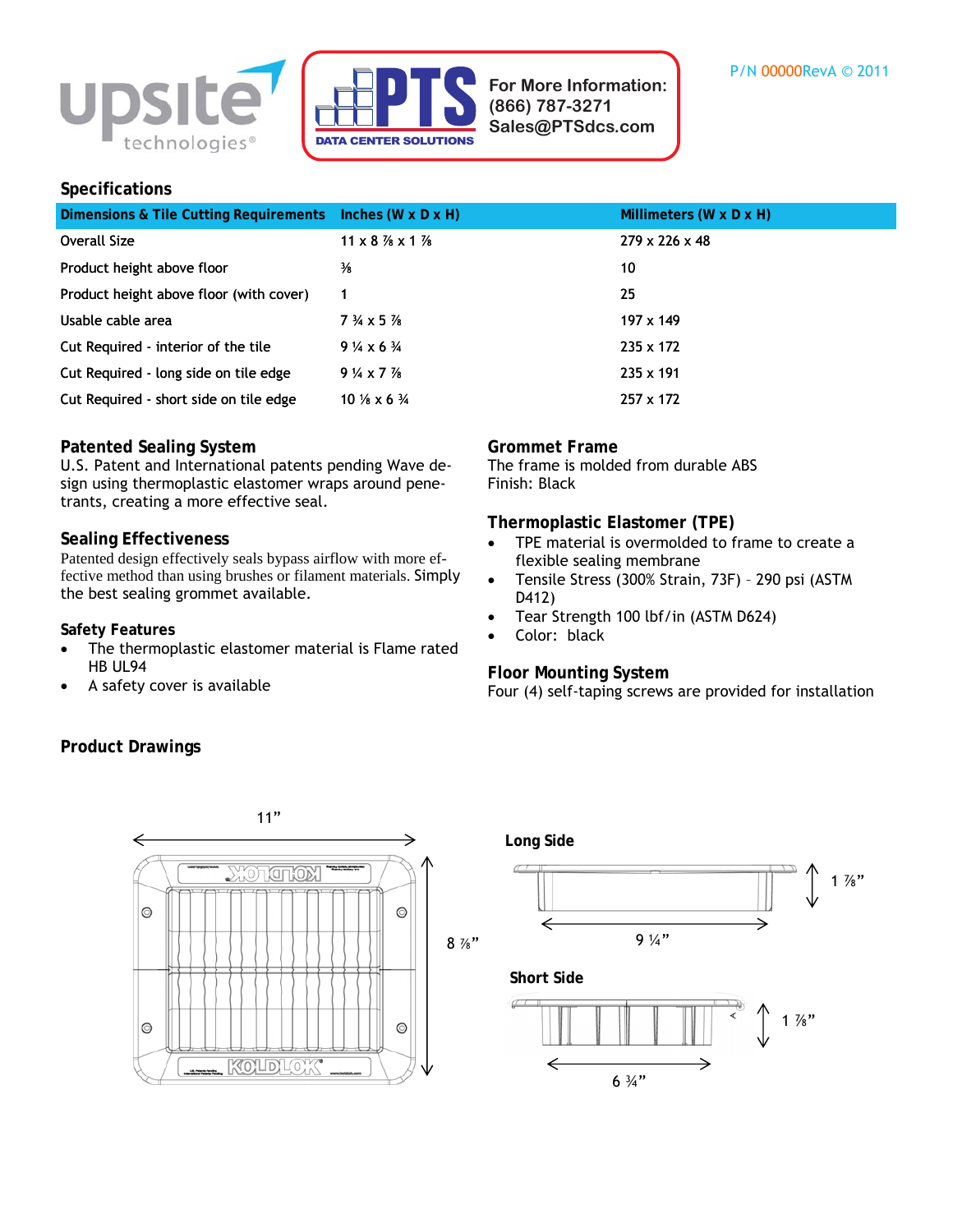upsite technologies®

PTS DATA CENTER SOLUTIONS

For More Information:
(866) 787-3271
Sales@PTSdcs.com

P/N 00000RevA © 2011

## Specifications

| Dimensions & Tile Cutting Requirements | Inches (W x D x H) | Millimeters (W x D x H) |
|---|---|---|
| Overall Size | 11 x 8 ⅞ x 1 ⅞ | 279 x 226 x 48 |
| Product height above floor | ⅜ | 10 |
| Product height above floor (with cover) | 1 | 25 |
| Usable cable area | 7 ¾ x 5 ⅞ | 197 x 149 |
| Cut Required - interior of the tile | 9 ¼ x 6 ¾ | 235 x 172 |
| Cut Required - long side on tile edge | 9 ¼ x 7 ⅞ | 235 x 191 |
| Cut Required - short side on tile edge | 10 ⅛ x 6 ¾ | 257 x 172 |

### Patented Sealing System

U.S. Patent and International patents pending Wave design using thermoplastic elastomer wraps around penetrants, creating a more effective seal.

### Sealing Effectiveness

Patented design effectively seals bypass airflow with more effective method than using brushes or filament materials. Simply the best sealing grommet available.

### Safety Features

- The thermoplastic elastomer material is Flame rated HB UL94
- A safety cover is available

### Grommet Frame

The frame is molded from durable ABS
Finish: Black

### Thermoplastic Elastomer (TPE)

- TPE material is overmolded to frame to create a flexible sealing membrane
- Tensile Stress (300% Strain, 73F) – 290 psi (ASTM D412)
- Tear Strength 100 lbf/in (ASTM D624)
- Color: black

### Floor Mounting System

Four (4) self-taping screws are provided for installation

## Product Drawings

11”

8 ⅞”

KOLDLOK

Long Side

1 ⅞”

9 ¼”

Short Side

1 ⅞”

6 ¾”